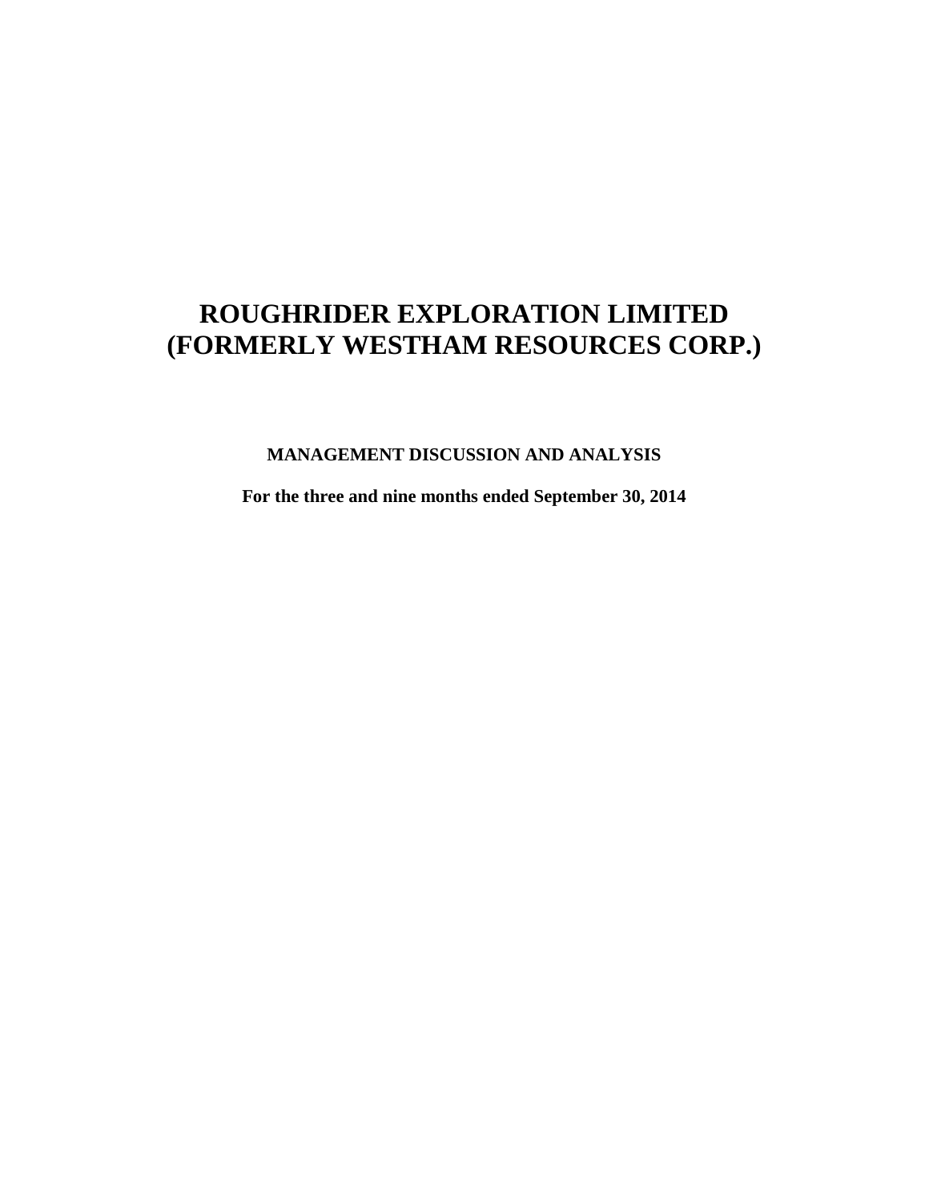# ROUGHRIDER EXPLORATION LIMITED
# (FORMERLY WESTHAM RESOURCES CORP.)

**MANAGEMENT DISCUSSION AND ANALYSIS**

**For the three and nine months ended September 30, 2014**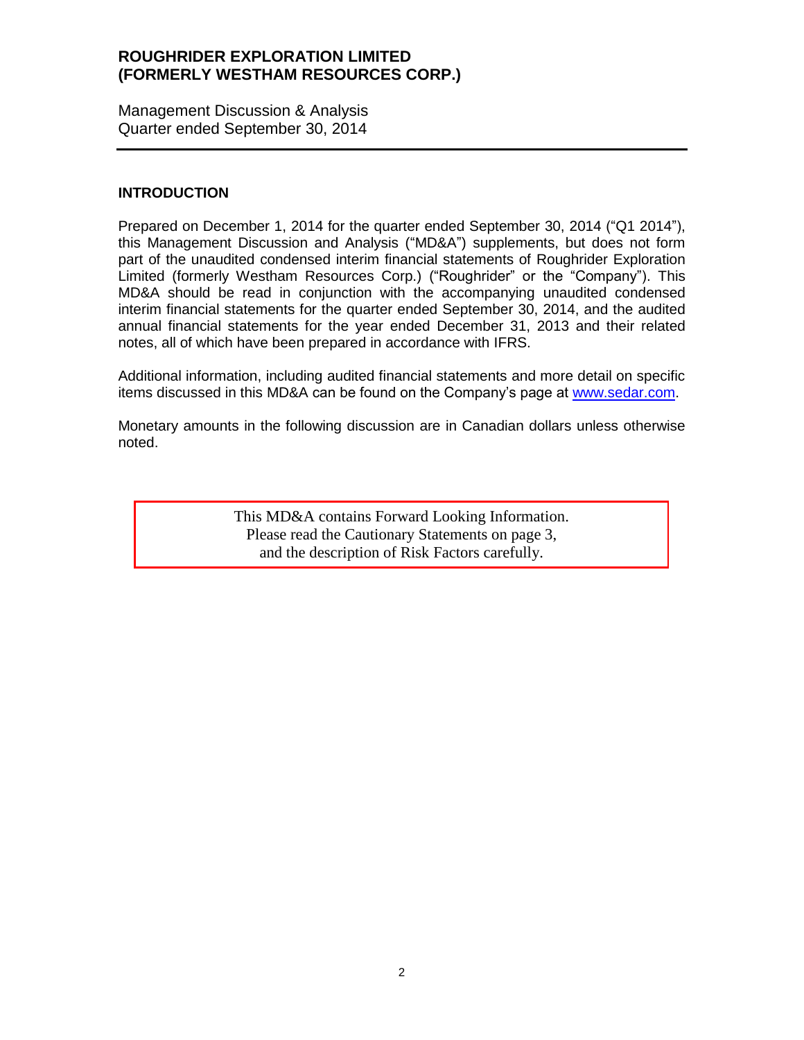# ROUGHRIDER EXPLORATION LIMITED (FORMERLY WESTHAM RESOURCES CORP.)

Management Discussion & Analysis
Quarter ended September 30, 2014

## INTRODUCTION

Prepared on December 1, 2014 for the quarter ended September 30, 2014 ("Q1 2014"), this Management Discussion and Analysis ("MD&A") supplements, but does not form part of the unaudited condensed interim financial statements of Roughrider Exploration Limited (formerly Westham Resources Corp.) ("Roughrider" or the "Company"). This MD&A should be read in conjunction with the accompanying unaudited condensed interim financial statements for the quarter ended September 30, 2014, and the audited annual financial statements for the year ended December 31, 2013 and their related notes, all of which have been prepared in accordance with IFRS.

Additional information, including audited financial statements and more detail on specific items discussed in this MD&A can be found on the Company's page at www.sedar.com.

Monetary amounts in the following discussion are in Canadian dollars unless otherwise noted.

This MD&A contains Forward Looking Information.
Please read the Cautionary Statements on page 3,
and the description of Risk Factors carefully.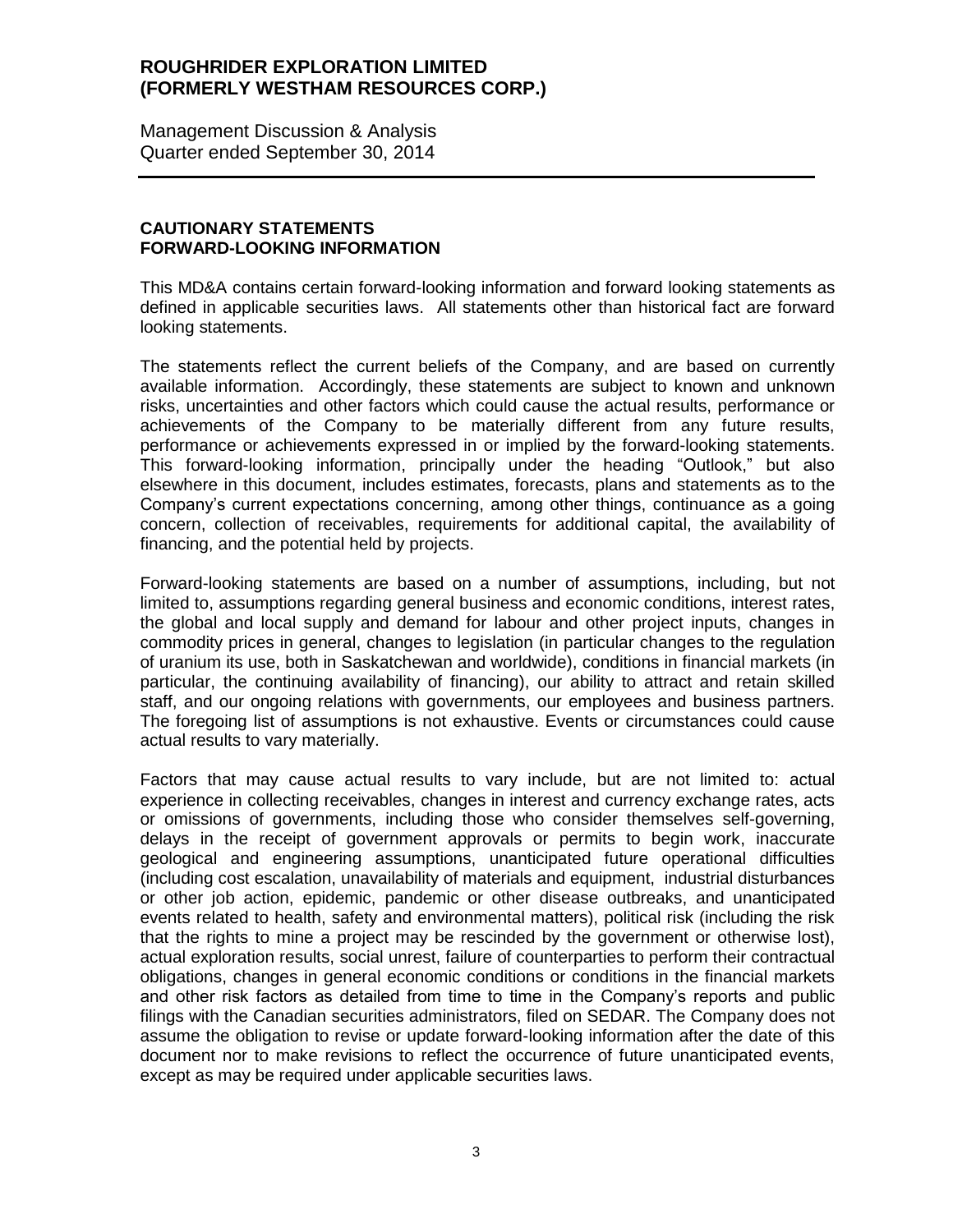## CAUTIONARY STATEMENTS
## FORWARD-LOOKING INFORMATION

This MD&A contains certain forward-looking information and forward looking statements as defined in applicable securities laws. All statements other than historical fact are forward looking statements.

The statements reflect the current beliefs of the Company, and are based on currently available information. Accordingly, these statements are subject to known and unknown risks, uncertainties and other factors which could cause the actual results, performance or achievements of the Company to be materially different from any future results, performance or achievements expressed in or implied by the forward-looking statements. This forward-looking information, principally under the heading "Outlook," but also elsewhere in this document, includes estimates, forecasts, plans and statements as to the Company's current expectations concerning, among other things, continuance as a going concern, collection of receivables, requirements for additional capital, the availability of financing, and the potential held by projects.

Forward-looking statements are based on a number of assumptions, including, but not limited to, assumptions regarding general business and economic conditions, interest rates, the global and local supply and demand for labour and other project inputs, changes in commodity prices in general, changes to legislation (in particular changes to the regulation of uranium its use, both in Saskatchewan and worldwide), conditions in financial markets (in particular, the continuing availability of financing), our ability to attract and retain skilled staff, and our ongoing relations with governments, our employees and business partners. The foregoing list of assumptions is not exhaustive. Events or circumstances could cause actual results to vary materially.

Factors that may cause actual results to vary include, but are not limited to: actual experience in collecting receivables, changes in interest and currency exchange rates, acts or omissions of governments, including those who consider themselves self-governing, delays in the receipt of government approvals or permits to begin work, inaccurate geological and engineering assumptions, unanticipated future operational difficulties (including cost escalation, unavailability of materials and equipment, industrial disturbances or other job action, epidemic, pandemic or other disease outbreaks, and unanticipated events related to health, safety and environmental matters), political risk (including the risk that the rights to mine a project may be rescinded by the government or otherwise lost), actual exploration results, social unrest, failure of counterparties to perform their contractual obligations, changes in general economic conditions or conditions in the financial markets and other risk factors as detailed from time to time in the Company's reports and public filings with the Canadian securities administrators, filed on SEDAR. The Company does not assume the obligation to revise or update forward-looking information after the date of this document nor to make revisions to reflect the occurrence of future unanticipated events, except as may be required under applicable securities laws.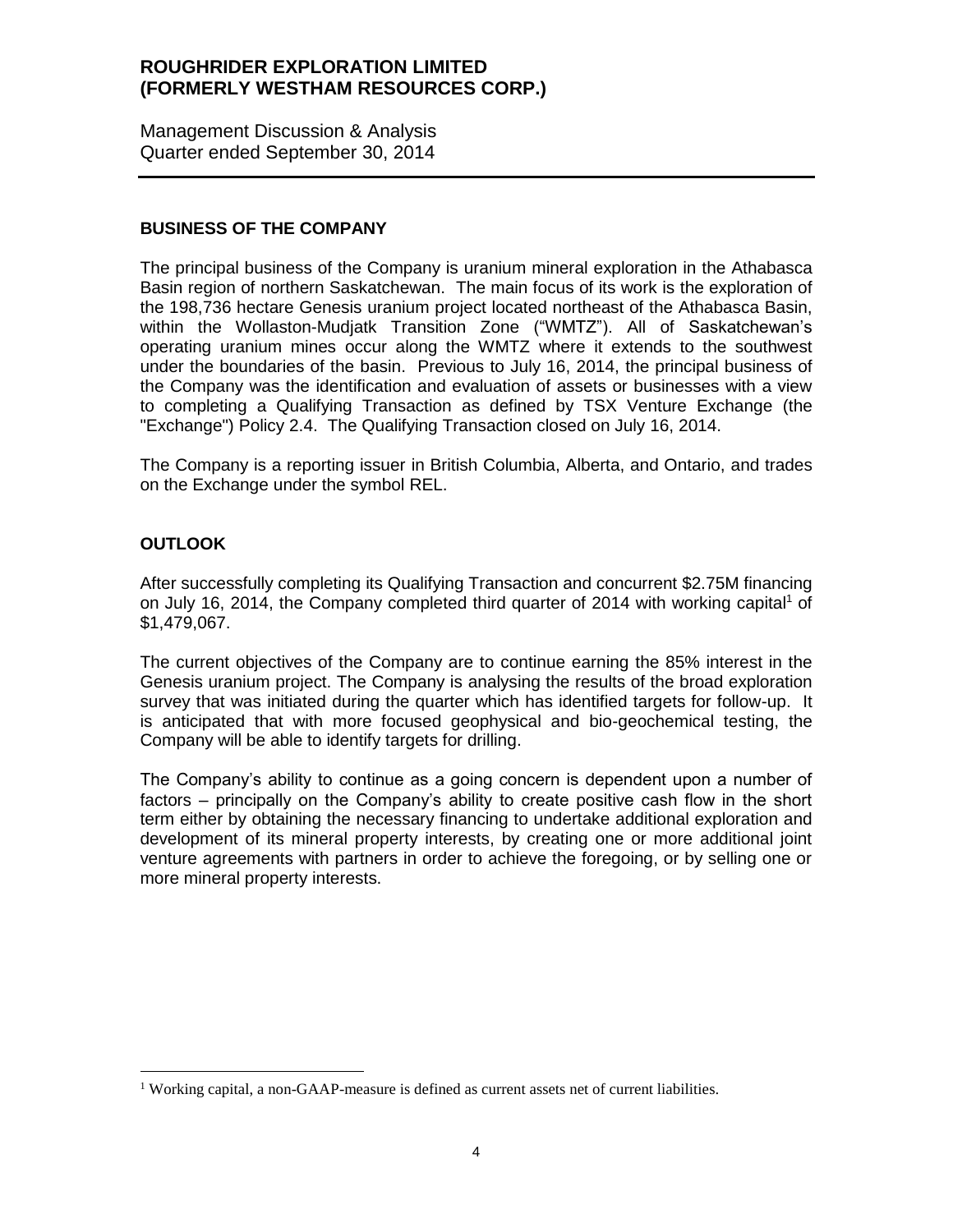## BUSINESS OF THE COMPANY

The principal business of the Company is uranium mineral exploration in the Athabasca Basin region of northern Saskatchewan. The main focus of its work is the exploration of the 198,736 hectare Genesis uranium project located northeast of the Athabasca Basin, within the Wollaston-Mudjatk Transition Zone ("WMTZ"). All of Saskatchewan's operating uranium mines occur along the WMTZ where it extends to the southwest under the boundaries of the basin. Previous to July 16, 2014, the principal business of the Company was the identification and evaluation of assets or businesses with a view to completing a Qualifying Transaction as defined by TSX Venture Exchange (the "Exchange") Policy 2.4. The Qualifying Transaction closed on July 16, 2014.

The Company is a reporting issuer in British Columbia, Alberta, and Ontario, and trades on the Exchange under the symbol REL.

## OUTLOOK

After successfully completing its Qualifying Transaction and concurrent $2.75M financing on July 16, 2014, the Company completed third quarter of 2014 with working capital[1] of $1,479,067.

The current objectives of the Company are to continue earning the 85% interest in the Genesis uranium project. The Company is analysing the results of the broad exploration survey that was initiated during the quarter which has identified targets for follow-up. It is anticipated that with more focused geophysical and bio-geochemical testing, the Company will be able to identify targets for drilling.

The Company's ability to continue as a going concern is dependent upon a number of factors – principally on the Company's ability to create positive cash flow in the short term either by obtaining the necessary financing to undertake additional exploration and development of its mineral property interests, by creating one or more additional joint venture agreements with partners in order to achieve the foregoing, or by selling one or more mineral property interests.

---

[1] Working capital, a non-GAAP-measure is defined as current assets net of current liabilities.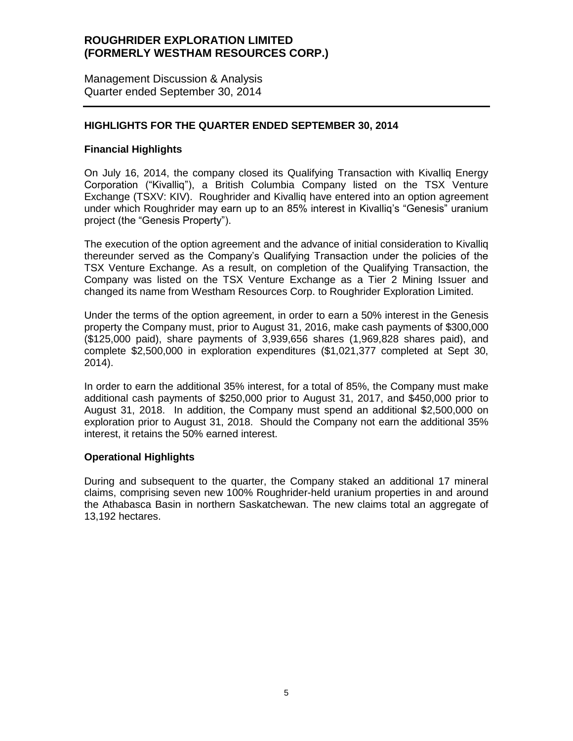# ROUGHRIDER EXPLORATION LIMITED (FORMERLY WESTHAM RESOURCES CORP.)

Management Discussion & Analysis
Quarter ended September 30, 2014

## HIGHLIGHTS FOR THE QUARTER ENDED SEPTEMBER 30, 2014

### Financial Highlights

On July 16, 2014, the company closed its Qualifying Transaction with Kivalliq Energy Corporation ("Kivalliq"), a British Columbia Company listed on the TSX Venture Exchange (TSXV: KIV). Roughrider and Kivalliq have entered into an option agreement under which Roughrider may earn up to an 85% interest in Kivalliq's "Genesis" uranium project (the "Genesis Property").

The execution of the option agreement and the advance of initial consideration to Kivalliq thereunder served as the Company's Qualifying Transaction under the policies of the TSX Venture Exchange. As a result, on completion of the Qualifying Transaction, the Company was listed on the TSX Venture Exchange as a Tier 2 Mining Issuer and changed its name from Westham Resources Corp. to Roughrider Exploration Limited.

Under the terms of the option agreement, in order to earn a 50% interest in the Genesis property the Company must, prior to August 31, 2016, make cash payments of $300,000 ($125,000 paid), share payments of 3,939,656 shares (1,969,828 shares paid), and complete $2,500,000 in exploration expenditures ($1,021,377 completed at Sept 30, 2014).

In order to earn the additional 35% interest, for a total of 85%, the Company must make additional cash payments of $250,000 prior to August 31, 2017, and $450,000 prior to August 31, 2018. In addition, the Company must spend an additional $2,500,000 on exploration prior to August 31, 2018. Should the Company not earn the additional 35% interest, it retains the 50% earned interest.

### Operational Highlights

During and subsequent to the quarter, the Company staked an additional 17 mineral claims, comprising seven new 100% Roughrider-held uranium properties in and around the Athabasca Basin in northern Saskatchewan. The new claims total an aggregate of 13,192 hectares.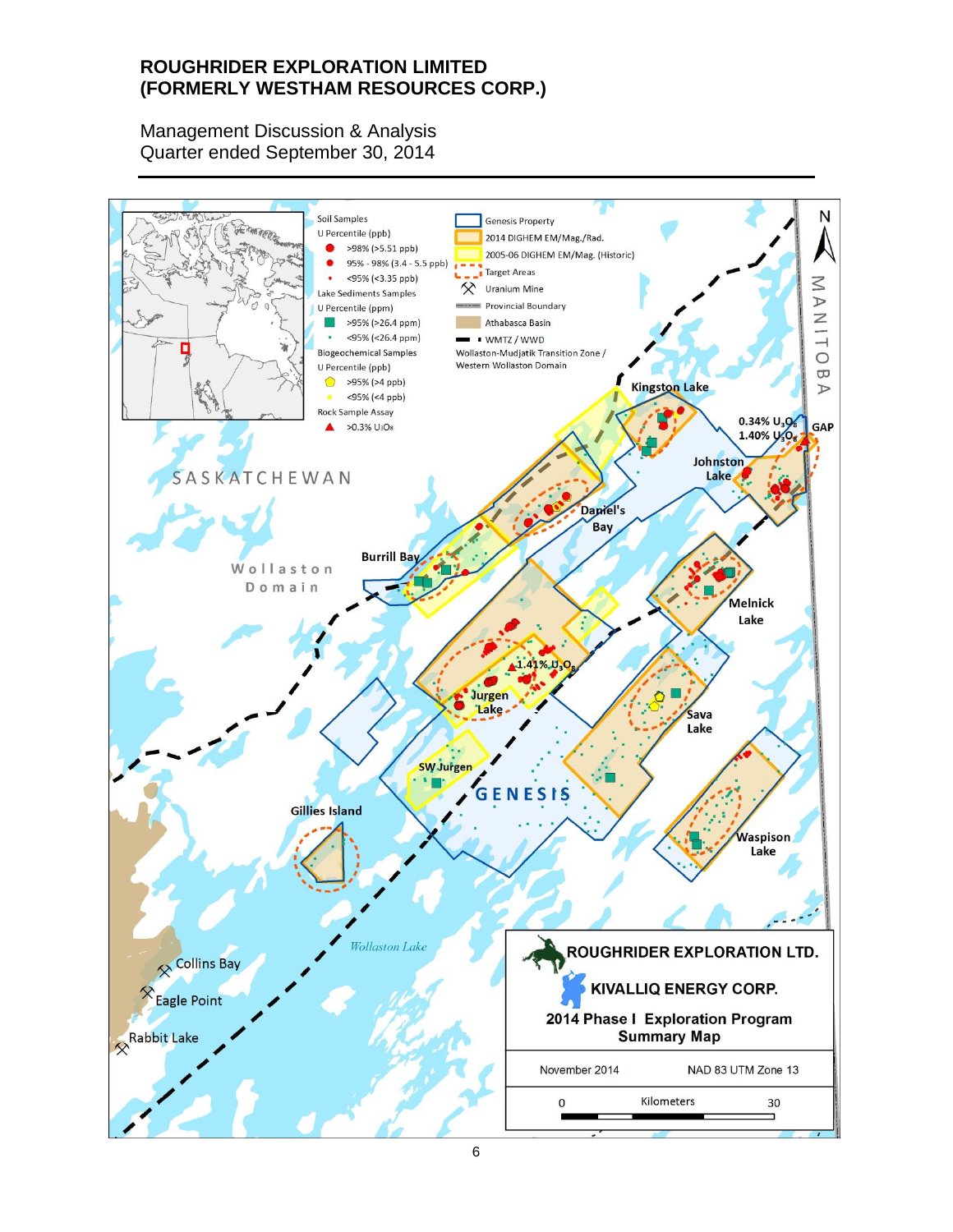**ROUGHRIDER EXPLORATION LTD.**

**KIVALLIQ ENERGY CORP.**

**2014 Phase I Exploration Program Summary Map**

November 2014 — NAD 83 UTM Zone 13

Kilometers: 0 – 30

Soil Samples
U Percentile (ppb)
- >98% (>5.51 ppb)
- 95% - 98% (3.4 - 5.5 ppb)
- <95% (<3.35 ppb)

Lake Sediments Samples
U Percentile (ppm)
- >95% (>26.4 ppm)
- <95% (<26.4 ppm)

Biogeochemical Samples
U Percentile (ppb)
- >95% (>4 ppb)
- <95% (<4 ppb)

Rock Sample Assay
- >0.3% $U_3O_8$

- Genesis Property
- 2014 DIGHEM EM/Mag./Rad.
- 2005-06 DIGHEM EM/Mag. (Historic)
- Target Areas
- Uranium Mine
- Provincial Boundary
- Athabasca Basin
- WMTZ / WWD
- Wollaston-Mudjatik Transition Zone / Western Wollaston Domain

SASKATCHEWAN — MANITOBA — Wollaston Domain — GENESIS — Wollaston Lake

Kingston Lake; Johnston Lake; GAP (0.34% $U_3O_8$, 1.40% $U_3O_8$); Daniel's Bay; Burrill Bay; Melnick Lake; Jurgen Lake (1.41% $U_3O_8$); Sava Lake; SW Jurgen; Gillies Island; Waspison Lake; Collins Bay; Eagle Point; Rabbit Lake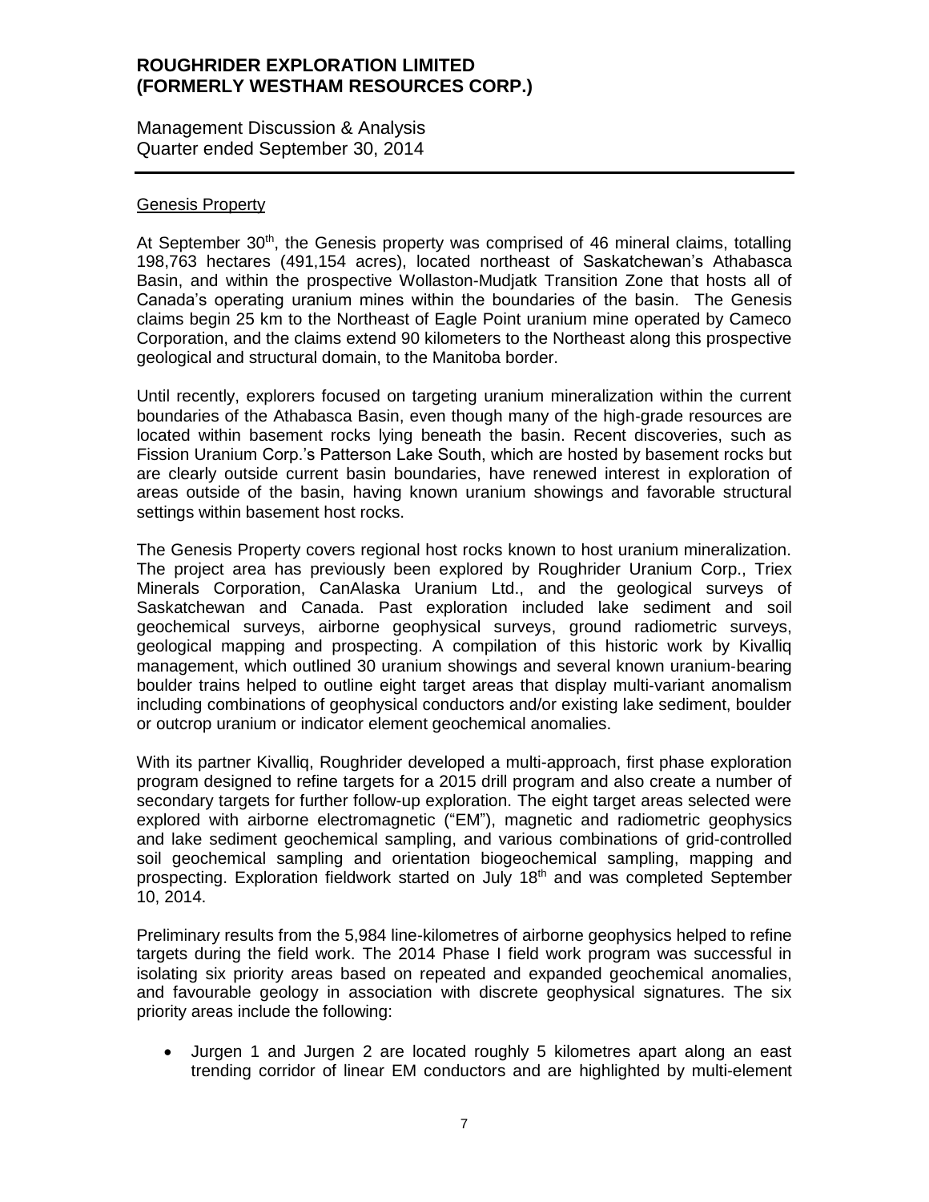## Genesis Property

At September 30th, the Genesis property was comprised of 46 mineral claims, totalling 198,763 hectares (491,154 acres), located northeast of Saskatchewan's Athabasca Basin, and within the prospective Wollaston-Mudjatk Transition Zone that hosts all of Canada's operating uranium mines within the boundaries of the basin. The Genesis claims begin 25 km to the Northeast of Eagle Point uranium mine operated by Cameco Corporation, and the claims extend 90 kilometers to the Northeast along this prospective geological and structural domain, to the Manitoba border.

Until recently, explorers focused on targeting uranium mineralization within the current boundaries of the Athabasca Basin, even though many of the high-grade resources are located within basement rocks lying beneath the basin. Recent discoveries, such as Fission Uranium Corp.'s Patterson Lake South, which are hosted by basement rocks but are clearly outside current basin boundaries, have renewed interest in exploration of areas outside of the basin, having known uranium showings and favorable structural settings within basement host rocks.

The Genesis Property covers regional host rocks known to host uranium mineralization. The project area has previously been explored by Roughrider Uranium Corp., Triex Minerals Corporation, CanAlaska Uranium Ltd., and the geological surveys of Saskatchewan and Canada. Past exploration included lake sediment and soil geochemical surveys, airborne geophysical surveys, ground radiometric surveys, geological mapping and prospecting. A compilation of this historic work by Kivalliq management, which outlined 30 uranium showings and several known uranium-bearing boulder trains helped to outline eight target areas that display multi-variant anomalism including combinations of geophysical conductors and/or existing lake sediment, boulder or outcrop uranium or indicator element geochemical anomalies.

With its partner Kivalliq, Roughrider developed a multi-approach, first phase exploration program designed to refine targets for a 2015 drill program and also create a number of secondary targets for further follow-up exploration. The eight target areas selected were explored with airborne electromagnetic ("EM"), magnetic and radiometric geophysics and lake sediment geochemical sampling, and various combinations of grid-controlled soil geochemical sampling and orientation biogeochemical sampling, mapping and prospecting. Exploration fieldwork started on July 18th and was completed September 10, 2014.

Preliminary results from the 5,984 line-kilometres of airborne geophysics helped to refine targets during the field work. The 2014 Phase I field work program was successful in isolating six priority areas based on repeated and expanded geochemical anomalies, and favourable geology in association with discrete geophysical signatures. The six priority areas include the following:

- Jurgen 1 and Jurgen 2 are located roughly 5 kilometres apart along an east trending corridor of linear EM conductors and are highlighted by multi-element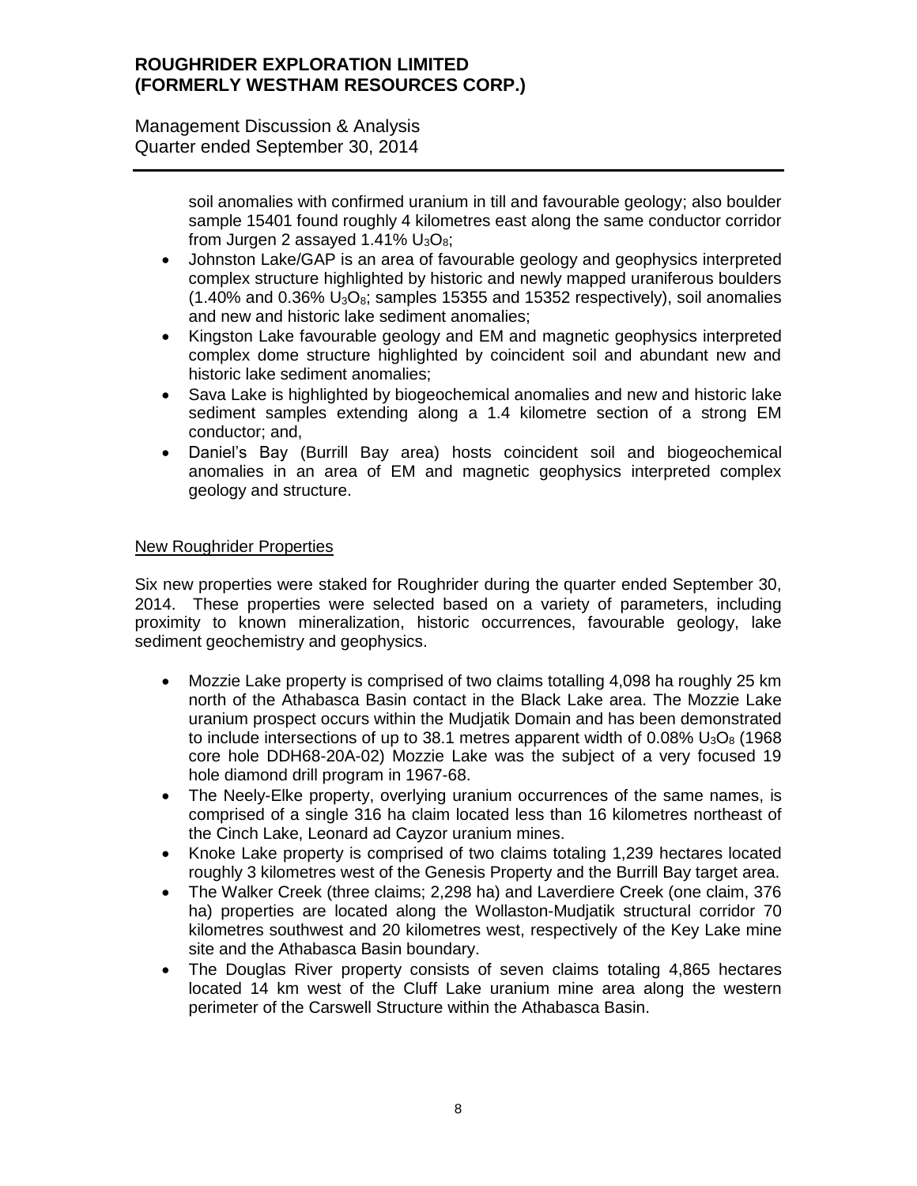soil anomalies with confirmed uranium in till and favourable geology; also boulder sample 15401 found roughly 4 kilometres east along the same conductor corridor from Jurgen 2 assayed 1.41% $U_3O_8$;

- Johnston Lake/GAP is an area of favourable geology and geophysics interpreted complex structure highlighted by historic and newly mapped uraniferous boulders (1.40% and 0.36% $U_3O_8$; samples 15355 and 15352 respectively), soil anomalies and new and historic lake sediment anomalies;
- Kingston Lake favourable geology and EM and magnetic geophysics interpreted complex dome structure highlighted by coincident soil and abundant new and historic lake sediment anomalies;
- Sava Lake is highlighted by biogeochemical anomalies and new and historic lake sediment samples extending along a 1.4 kilometre section of a strong EM conductor; and,
- Daniel's Bay (Burrill Bay area) hosts coincident soil and biogeochemical anomalies in an area of EM and magnetic geophysics interpreted complex geology and structure.

<u>New Roughrider Properties</u>

Six new properties were staked for Roughrider during the quarter ended September 30, 2014. These properties were selected based on a variety of parameters, including proximity to known mineralization, historic occurrences, favourable geology, lake sediment geochemistry and geophysics.

- Mozzie Lake property is comprised of two claims totalling 4,098 ha roughly 25 km north of the Athabasca Basin contact in the Black Lake area. The Mozzie Lake uranium prospect occurs within the Mudjatik Domain and has been demonstrated to include intersections of up to 38.1 metres apparent width of 0.08% $U_3O_8$ (1968 core hole DDH68-20A-02) Mozzie Lake was the subject of a very focused 19 hole diamond drill program in 1967-68.
- The Neely-Elke property, overlying uranium occurrences of the same names, is comprised of a single 316 ha claim located less than 16 kilometres northeast of the Cinch Lake, Leonard ad Cayzor uranium mines.
- Knoke Lake property is comprised of two claims totaling 1,239 hectares located roughly 3 kilometres west of the Genesis Property and the Burrill Bay target area.
- The Walker Creek (three claims; 2,298 ha) and Laverdiere Creek (one claim, 376 ha) properties are located along the Wollaston-Mudjatik structural corridor 70 kilometres southwest and 20 kilometres west, respectively of the Key Lake mine site and the Athabasca Basin boundary.
- The Douglas River property consists of seven claims totaling 4,865 hectares located 14 km west of the Cluff Lake uranium mine area along the western perimeter of the Carswell Structure within the Athabasca Basin.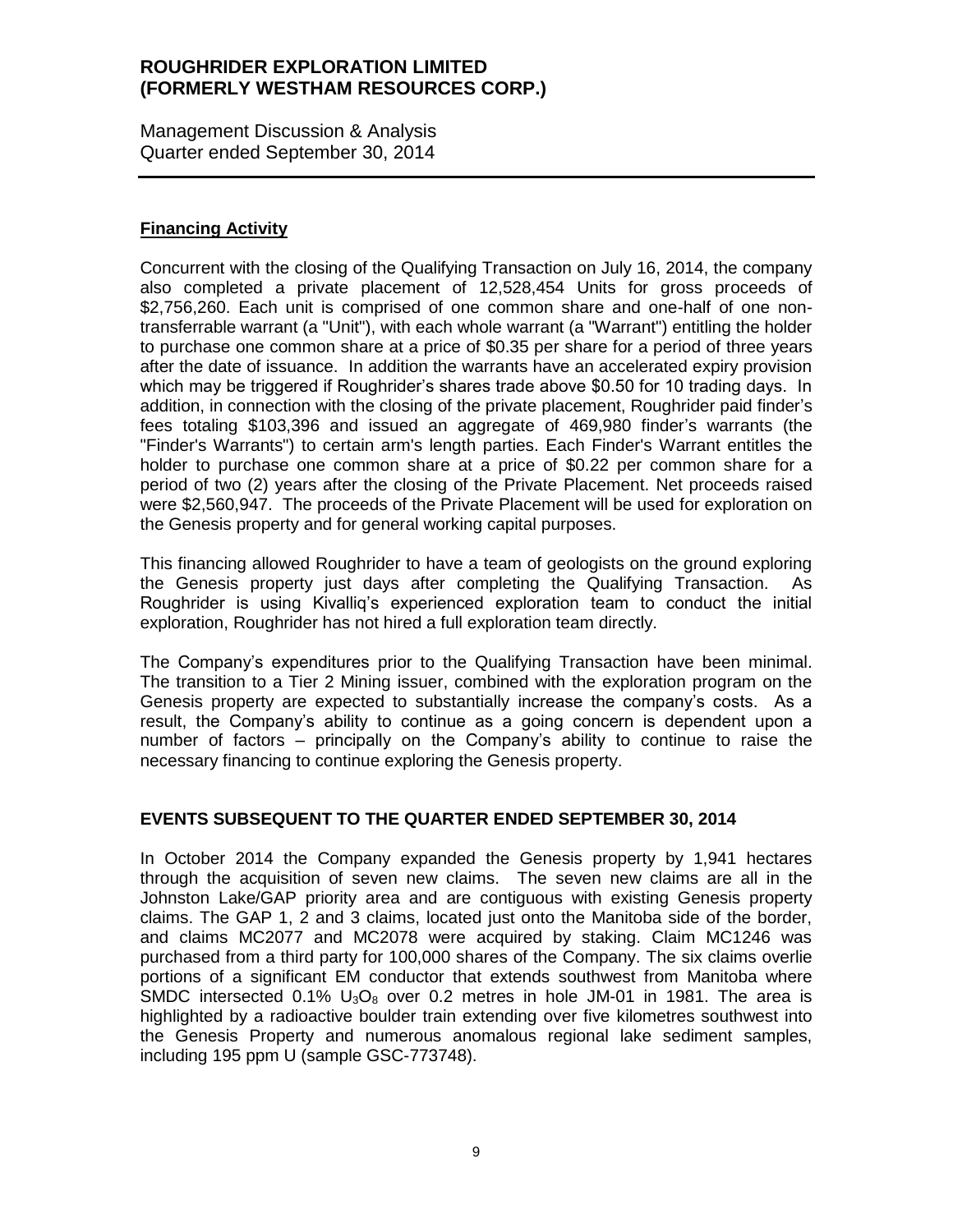## **Financing Activity**

Concurrent with the closing of the Qualifying Transaction on July 16, 2014, the company also completed a private placement of 12,528,454 Units for gross proceeds of $2,756,260. Each unit is comprised of one common share and one-half of one non-transferrable warrant (a "Unit"), with each whole warrant (a "Warrant") entitling the holder to purchase one common share at a price of $0.35 per share for a period of three years after the date of issuance. In addition the warrants have an accelerated expiry provision which may be triggered if Roughrider's shares trade above $0.50 for 10 trading days. In addition, in connection with the closing of the private placement, Roughrider paid finder's fees totaling $103,396 and issued an aggregate of 469,980 finder's warrants (the "Finder's Warrants") to certain arm's length parties. Each Finder's Warrant entitles the holder to purchase one common share at a price of $0.22 per common share for a period of two (2) years after the closing of the Private Placement. Net proceeds raised were $2,560,947. The proceeds of the Private Placement will be used for exploration on the Genesis property and for general working capital purposes.

This financing allowed Roughrider to have a team of geologists on the ground exploring the Genesis property just days after completing the Qualifying Transaction. As Roughrider is using Kivalliq's experienced exploration team to conduct the initial exploration, Roughrider has not hired a full exploration team directly.

The Company's expenditures prior to the Qualifying Transaction have been minimal. The transition to a Tier 2 Mining issuer, combined with the exploration program on the Genesis property are expected to substantially increase the company's costs. As a result, the Company's ability to continue as a going concern is dependent upon a number of factors – principally on the Company's ability to continue to raise the necessary financing to continue exploring the Genesis property.

## **EVENTS SUBSEQUENT TO THE QUARTER ENDED SEPTEMBER 30, 2014**

In October 2014 the Company expanded the Genesis property by 1,941 hectares through the acquisition of seven new claims. The seven new claims are all in the Johnston Lake/GAP priority area and are contiguous with existing Genesis property claims. The GAP 1, 2 and 3 claims, located just onto the Manitoba side of the border, and claims MC2077 and MC2078 were acquired by staking. Claim MC1246 was purchased from a third party for 100,000 shares of the Company. The six claims overlie portions of a significant EM conductor that extends southwest from Manitoba where SMDC intersected 0.1% $U_3O_8$ over 0.2 metres in hole JM-01 in 1981. The area is highlighted by a radioactive boulder train extending over five kilometres southwest into the Genesis Property and numerous anomalous regional lake sediment samples, including 195 ppm U (sample GSC-773748).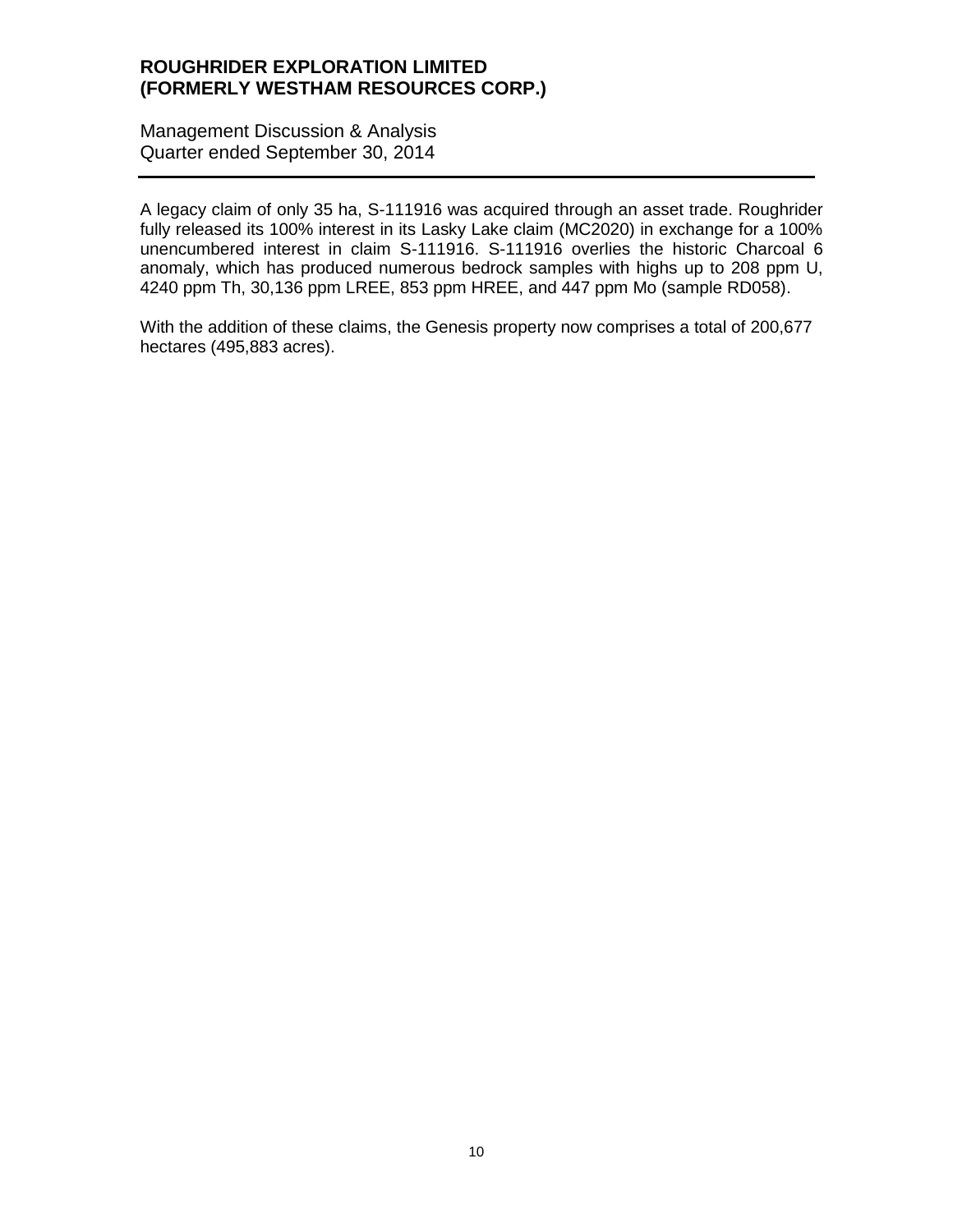A legacy claim of only 35 ha, S-111916 was acquired through an asset trade. Roughrider fully released its 100% interest in its Lasky Lake claim (MC2020) in exchange for a 100% unencumbered interest in claim S-111916. S-111916 overlies the historic Charcoal 6 anomaly, which has produced numerous bedrock samples with highs up to 208 ppm U, 4240 ppm Th, 30,136 ppm LREE, 853 ppm HREE, and 447 ppm Mo (sample RD058).

With the addition of these claims, the Genesis property now comprises a total of 200,677 hectares (495,883 acres).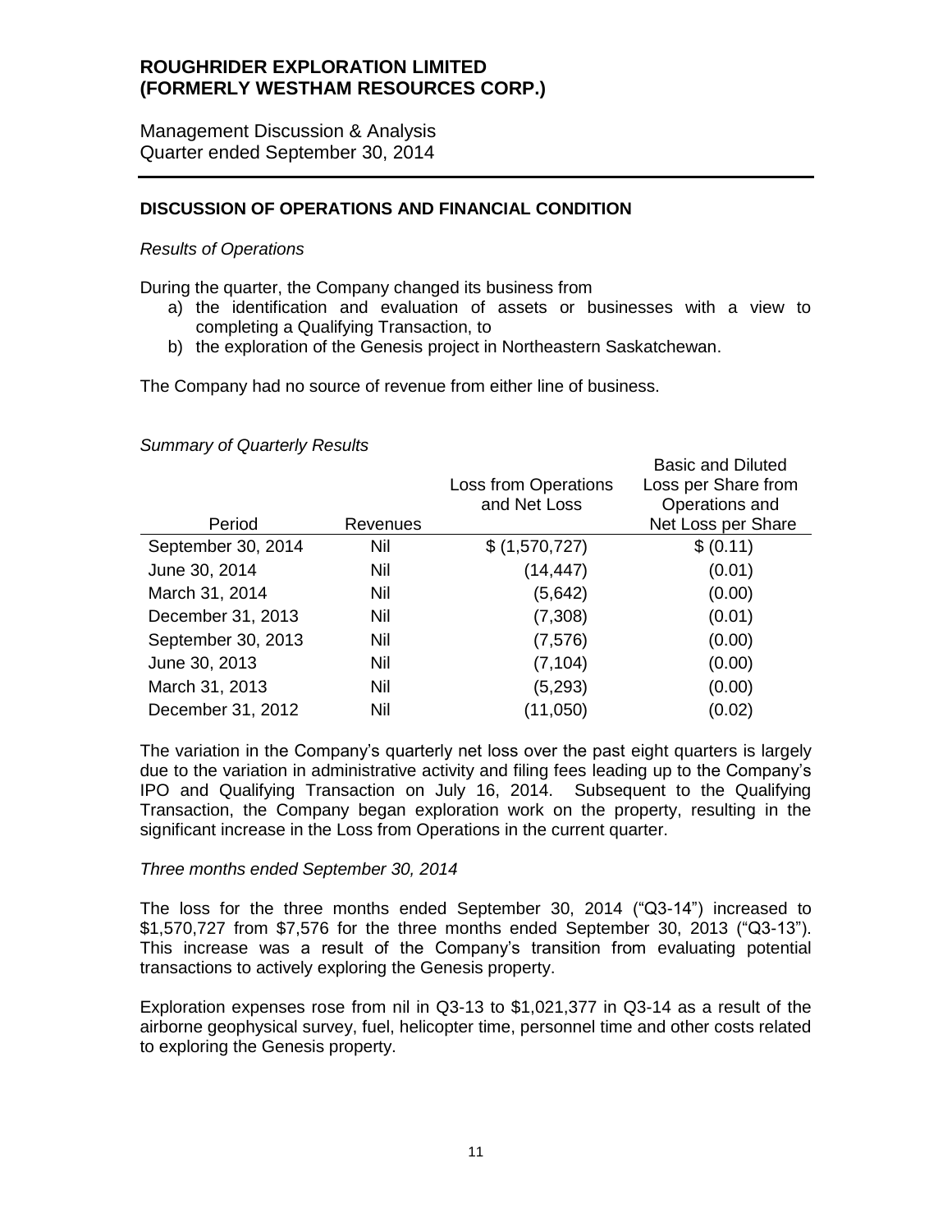**ROUGHRIDER EXPLORATION LIMITED (FORMERLY WESTHAM RESOURCES CORP.)**

Management Discussion & Analysis
Quarter ended September 30, 2014

## DISCUSSION OF OPERATIONS AND FINANCIAL CONDITION

*Results of Operations*

During the quarter, the Company changed its business from

a) the identification and evaluation of assets or businesses with a view to completing a Qualifying Transaction, to
b) the exploration of the Genesis project in Northeastern Saskatchewan.

The Company had no source of revenue from either line of business.

*Summary of Quarterly Results*

| Period | Revenues | Loss from Operations and Net Loss | Basic and Diluted Loss per Share from Operations and Net Loss per Share |
|---|---|---|---|
| September 30, 2014 | Nil | $ (1,570,727) | $ (0.11) |
| June 30, 2014 | Nil | (14,447) | (0.01) |
| March 31, 2014 | Nil | (5,642) | (0.00) |
| December 31, 2013 | Nil | (7,308) | (0.01) |
| September 30, 2013 | Nil | (7,576) | (0.00) |
| June 30, 2013 | Nil | (7,104) | (0.00) |
| March 31, 2013 | Nil | (5,293) | (0.00) |
| December 31, 2012 | Nil | (11,050) | (0.02) |

The variation in the Company's quarterly net loss over the past eight quarters is largely due to the variation in administrative activity and filing fees leading up to the Company's IPO and Qualifying Transaction on July 16, 2014. Subsequent to the Qualifying Transaction, the Company began exploration work on the property, resulting in the significant increase in the Loss from Operations in the current quarter.

*Three months ended September 30, 2014*

The loss for the three months ended September 30, 2014 ("Q3-14") increased to $1,570,727 from $7,576 for the three months ended September 30, 2013 ("Q3-13"). This increase was a result of the Company's transition from evaluating potential transactions to actively exploring the Genesis property.

Exploration expenses rose from nil in Q3-13 to $1,021,377 in Q3-14 as a result of the airborne geophysical survey, fuel, helicopter time, personnel time and other costs related to exploring the Genesis property.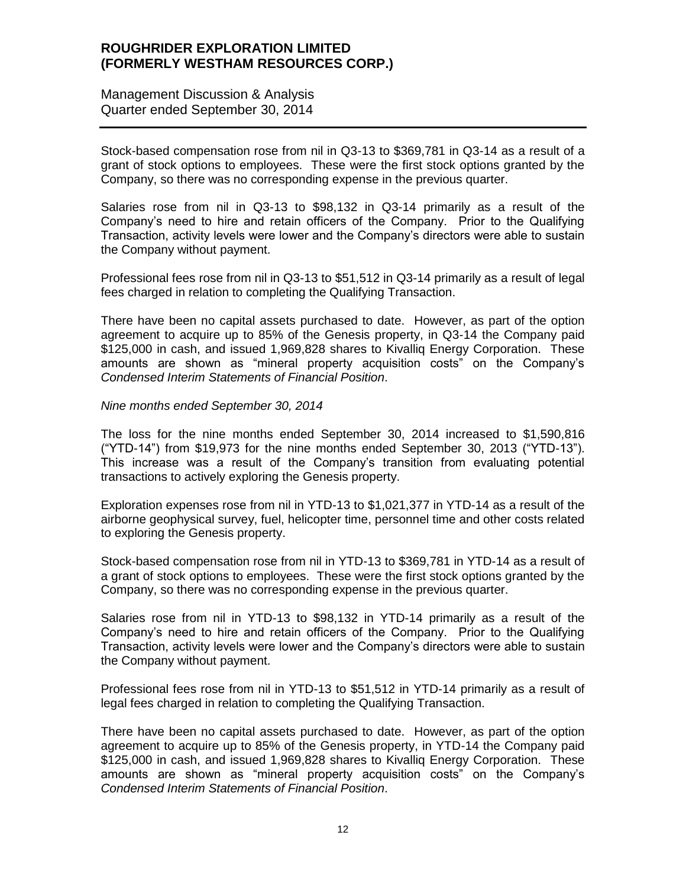Stock-based compensation rose from nil in Q3-13 to $369,781 in Q3-14 as a result of a grant of stock options to employees. These were the first stock options granted by the Company, so there was no corresponding expense in the previous quarter.

Salaries rose from nil in Q3-13 to $98,132 in Q3-14 primarily as a result of the Company's need to hire and retain officers of the Company. Prior to the Qualifying Transaction, activity levels were lower and the Company's directors were able to sustain the Company without payment.

Professional fees rose from nil in Q3-13 to $51,512 in Q3-14 primarily as a result of legal fees charged in relation to completing the Qualifying Transaction.

There have been no capital assets purchased to date. However, as part of the option agreement to acquire up to 85% of the Genesis property, in Q3-14 the Company paid $125,000 in cash, and issued 1,969,828 shares to Kivalliq Energy Corporation. These amounts are shown as "mineral property acquisition costs" on the Company's *Condensed Interim Statements of Financial Position*.

*Nine months ended September 30, 2014*

The loss for the nine months ended September 30, 2014 increased to $1,590,816 ("YTD-14") from $19,973 for the nine months ended September 30, 2013 ("YTD-13"). This increase was a result of the Company's transition from evaluating potential transactions to actively exploring the Genesis property.

Exploration expenses rose from nil in YTD-13 to $1,021,377 in YTD-14 as a result of the airborne geophysical survey, fuel, helicopter time, personnel time and other costs related to exploring the Genesis property.

Stock-based compensation rose from nil in YTD-13 to $369,781 in YTD-14 as a result of a grant of stock options to employees. These were the first stock options granted by the Company, so there was no corresponding expense in the previous quarter.

Salaries rose from nil in YTD-13 to $98,132 in YTD-14 primarily as a result of the Company's need to hire and retain officers of the Company. Prior to the Qualifying Transaction, activity levels were lower and the Company's directors were able to sustain the Company without payment.

Professional fees rose from nil in YTD-13 to $51,512 in YTD-14 primarily as a result of legal fees charged in relation to completing the Qualifying Transaction.

There have been no capital assets purchased to date. However, as part of the option agreement to acquire up to 85% of the Genesis property, in YTD-14 the Company paid $125,000 in cash, and issued 1,969,828 shares to Kivalliq Energy Corporation. These amounts are shown as "mineral property acquisition costs" on the Company's *Condensed Interim Statements of Financial Position*.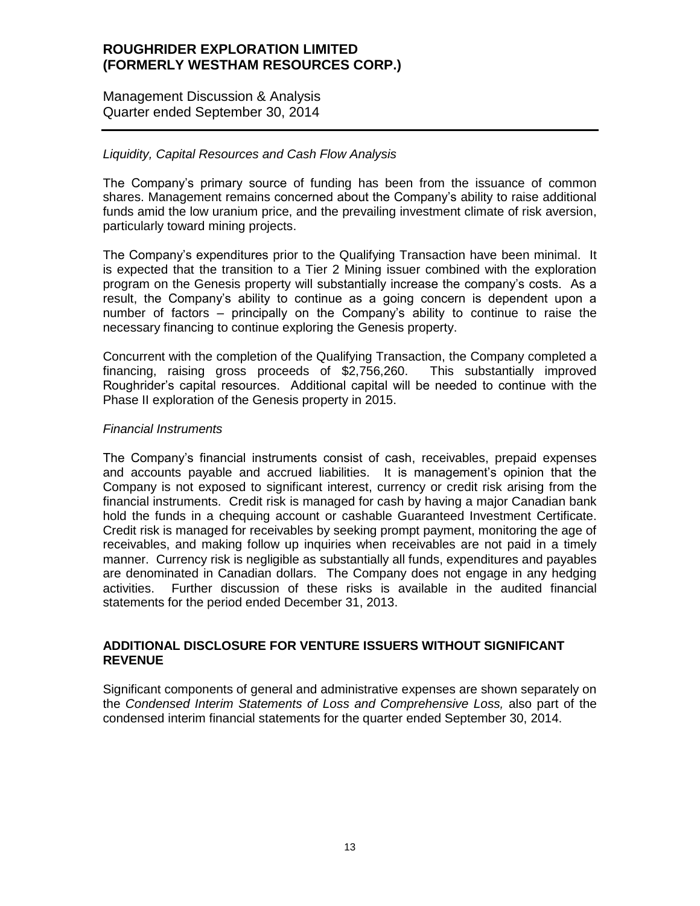*Liquidity, Capital Resources and Cash Flow Analysis*

The Company's primary source of funding has been from the issuance of common shares. Management remains concerned about the Company's ability to raise additional funds amid the low uranium price, and the prevailing investment climate of risk aversion, particularly toward mining projects.

The Company's expenditures prior to the Qualifying Transaction have been minimal. It is expected that the transition to a Tier 2 Mining issuer combined with the exploration program on the Genesis property will substantially increase the company's costs. As a result, the Company's ability to continue as a going concern is dependent upon a number of factors – principally on the Company's ability to continue to raise the necessary financing to continue exploring the Genesis property.

Concurrent with the completion of the Qualifying Transaction, the Company completed a financing, raising gross proceeds of $2,756,260. This substantially improved Roughrider's capital resources. Additional capital will be needed to continue with the Phase II exploration of the Genesis property in 2015.

*Financial Instruments*

The Company's financial instruments consist of cash, receivables, prepaid expenses and accounts payable and accrued liabilities. It is management's opinion that the Company is not exposed to significant interest, currency or credit risk arising from the financial instruments. Credit risk is managed for cash by having a major Canadian bank hold the funds in a chequing account or cashable Guaranteed Investment Certificate. Credit risk is managed for receivables by seeking prompt payment, monitoring the age of receivables, and making follow up inquiries when receivables are not paid in a timely manner. Currency risk is negligible as substantially all funds, expenditures and payables are denominated in Canadian dollars. The Company does not engage in any hedging activities. Further discussion of these risks is available in the audited financial statements for the period ended December 31, 2013.

## ADDITIONAL DISCLOSURE FOR VENTURE ISSUERS WITHOUT SIGNIFICANT REVENUE

Significant components of general and administrative expenses are shown separately on the *Condensed Interim Statements of Loss and Comprehensive Loss,* also part of the condensed interim financial statements for the quarter ended September 30, 2014.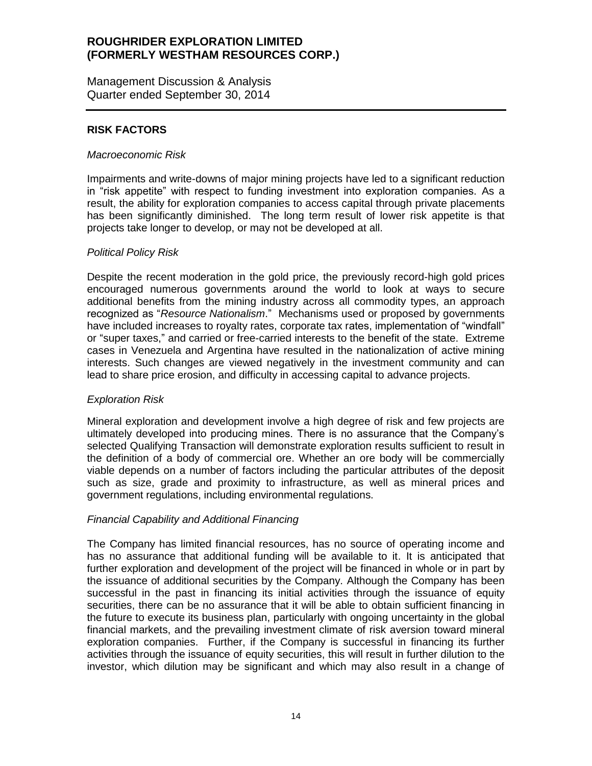## RISK FACTORS

*Macroeconomic Risk*

Impairments and write-downs of major mining projects have led to a significant reduction in "risk appetite" with respect to funding investment into exploration companies. As a result, the ability for exploration companies to access capital through private placements has been significantly diminished. The long term result of lower risk appetite is that projects take longer to develop, or may not be developed at all.

*Political Policy Risk*

Despite the recent moderation in the gold price, the previously record-high gold prices encouraged numerous governments around the world to look at ways to secure additional benefits from the mining industry across all commodity types, an approach recognized as "*Resource Nationalism*." Mechanisms used or proposed by governments have included increases to royalty rates, corporate tax rates, implementation of "windfall" or "super taxes," and carried or free-carried interests to the benefit of the state. Extreme cases in Venezuela and Argentina have resulted in the nationalization of active mining interests. Such changes are viewed negatively in the investment community and can lead to share price erosion, and difficulty in accessing capital to advance projects.

*Exploration Risk*

Mineral exploration and development involve a high degree of risk and few projects are ultimately developed into producing mines. There is no assurance that the Company's selected Qualifying Transaction will demonstrate exploration results sufficient to result in the definition of a body of commercial ore. Whether an ore body will be commercially viable depends on a number of factors including the particular attributes of the deposit such as size, grade and proximity to infrastructure, as well as mineral prices and government regulations, including environmental regulations.

*Financial Capability and Additional Financing*

The Company has limited financial resources, has no source of operating income and has no assurance that additional funding will be available to it. It is anticipated that further exploration and development of the project will be financed in whole or in part by the issuance of additional securities by the Company. Although the Company has been successful in the past in financing its initial activities through the issuance of equity securities, there can be no assurance that it will be able to obtain sufficient financing in the future to execute its business plan, particularly with ongoing uncertainty in the global financial markets, and the prevailing investment climate of risk aversion toward mineral exploration companies. Further, if the Company is successful in financing its further activities through the issuance of equity securities, this will result in further dilution to the investor, which dilution may be significant and which may also result in a change of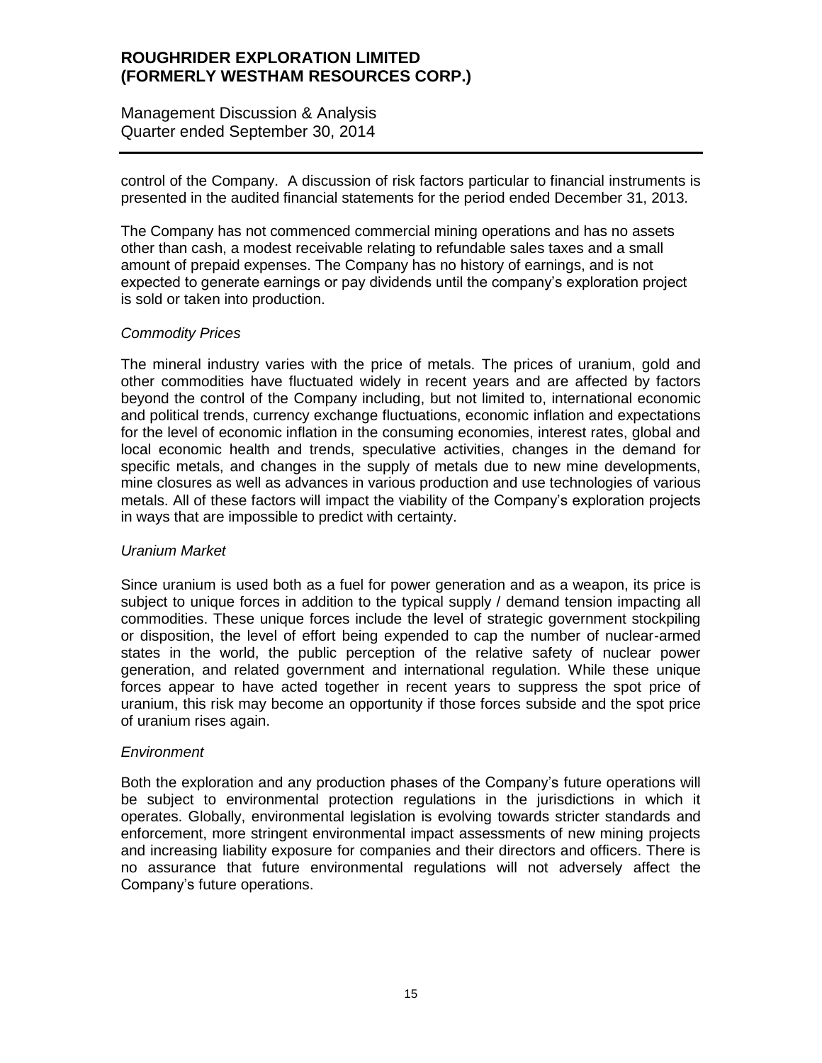control of the Company. A discussion of risk factors particular to financial instruments is presented in the audited financial statements for the period ended December 31, 2013.

The Company has not commenced commercial mining operations and has no assets other than cash, a modest receivable relating to refundable sales taxes and a small amount of prepaid expenses. The Company has no history of earnings, and is not expected to generate earnings or pay dividends until the company's exploration project is sold or taken into production.

*Commodity Prices*

The mineral industry varies with the price of metals. The prices of uranium, gold and other commodities have fluctuated widely in recent years and are affected by factors beyond the control of the Company including, but not limited to, international economic and political trends, currency exchange fluctuations, economic inflation and expectations for the level of economic inflation in the consuming economies, interest rates, global and local economic health and trends, speculative activities, changes in the demand for specific metals, and changes in the supply of metals due to new mine developments, mine closures as well as advances in various production and use technologies of various metals. All of these factors will impact the viability of the Company's exploration projects in ways that are impossible to predict with certainty.

*Uranium Market*

Since uranium is used both as a fuel for power generation and as a weapon, its price is subject to unique forces in addition to the typical supply / demand tension impacting all commodities. These unique forces include the level of strategic government stockpiling or disposition, the level of effort being expended to cap the number of nuclear-armed states in the world, the public perception of the relative safety of nuclear power generation, and related government and international regulation. While these unique forces appear to have acted together in recent years to suppress the spot price of uranium, this risk may become an opportunity if those forces subside and the spot price of uranium rises again.

*Environment*

Both the exploration and any production phases of the Company's future operations will be subject to environmental protection regulations in the jurisdictions in which it operates. Globally, environmental legislation is evolving towards stricter standards and enforcement, more stringent environmental impact assessments of new mining projects and increasing liability exposure for companies and their directors and officers. There is no assurance that future environmental regulations will not adversely affect the Company's future operations.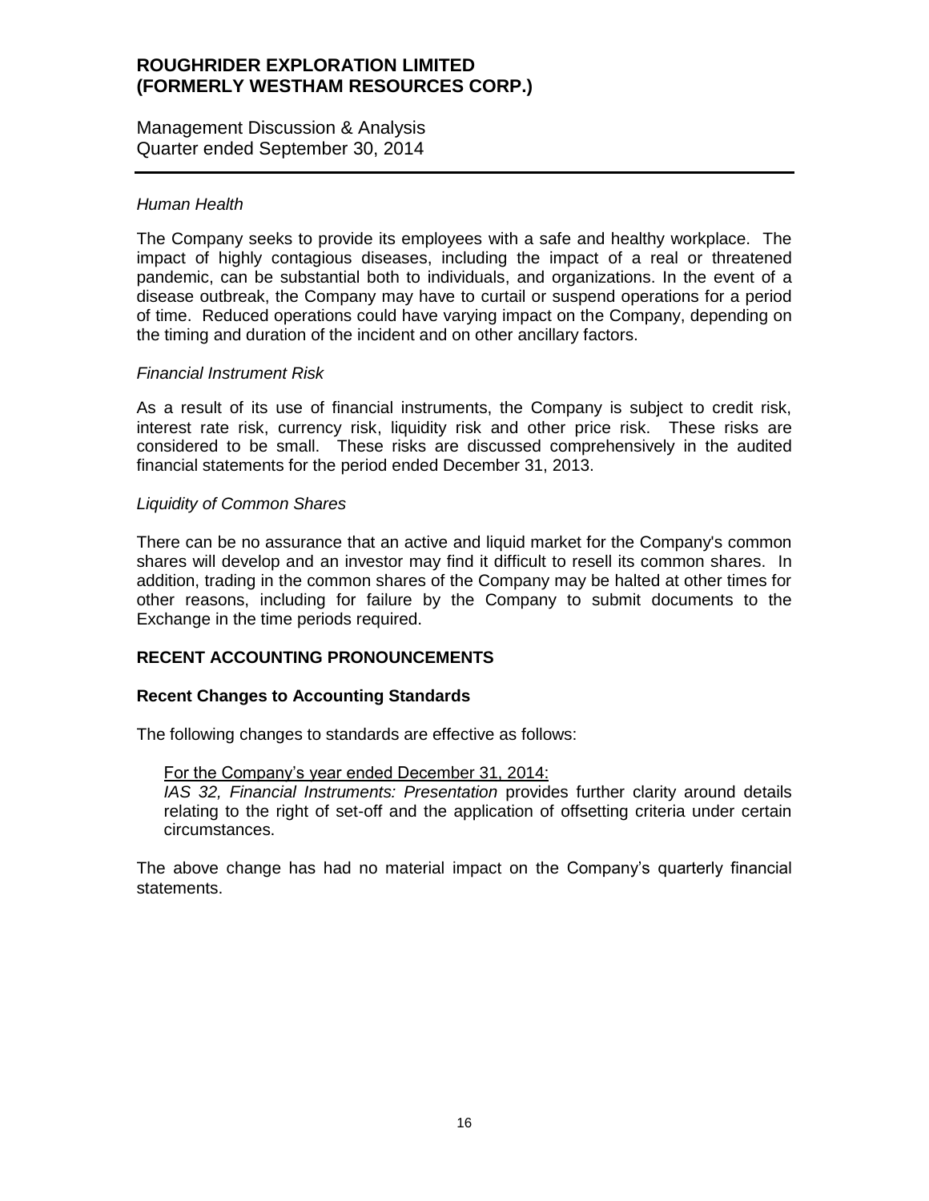*Human Health*

The Company seeks to provide its employees with a safe and healthy workplace. The impact of highly contagious diseases, including the impact of a real or threatened pandemic, can be substantial both to individuals, and organizations. In the event of a disease outbreak, the Company may have to curtail or suspend operations for a period of time. Reduced operations could have varying impact on the Company, depending on the timing and duration of the incident and on other ancillary factors.

*Financial Instrument Risk*

As a result of its use of financial instruments, the Company is subject to credit risk, interest rate risk, currency risk, liquidity risk and other price risk. These risks are considered to be small. These risks are discussed comprehensively in the audited financial statements for the period ended December 31, 2013.

*Liquidity of Common Shares*

There can be no assurance that an active and liquid market for the Company's common shares will develop and an investor may find it difficult to resell its common shares. In addition, trading in the common shares of the Company may be halted at other times for other reasons, including for failure by the Company to submit documents to the Exchange in the time periods required.

## RECENT ACCOUNTING PRONOUNCEMENTS

### Recent Changes to Accounting Standards

The following changes to standards are effective as follows:

For the Company's year ended December 31, 2014:
*IAS 32, Financial Instruments: Presentation* provides further clarity around details relating to the right of set-off and the application of offsetting criteria under certain circumstances.

The above change has had no material impact on the Company's quarterly financial statements.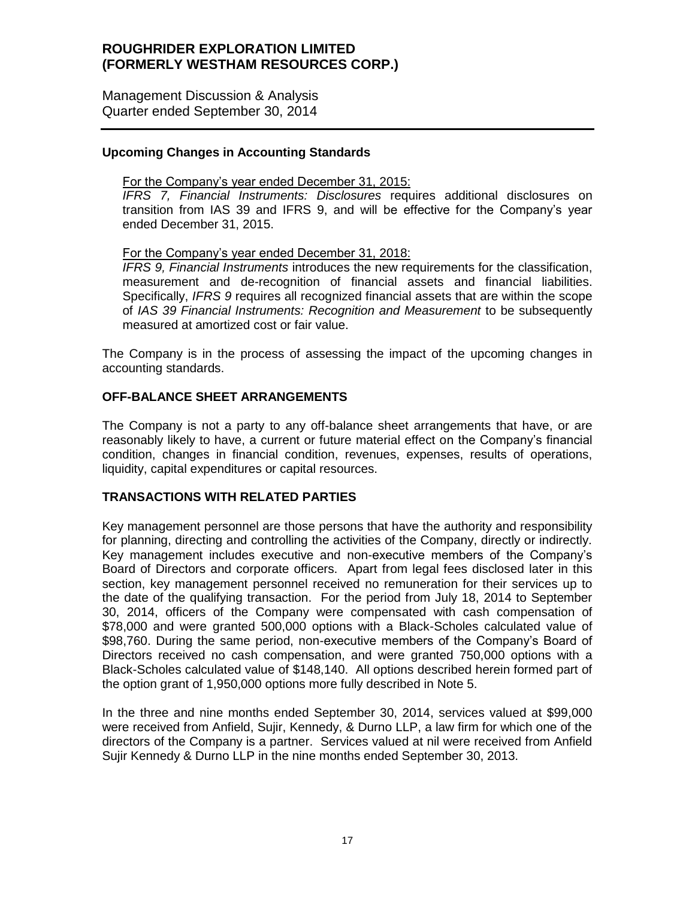### Upcoming Changes in Accounting Standards

For the Company's year ended December 31, 2015:
*IFRS 7, Financial Instruments: Disclosures* requires additional disclosures on transition from IAS 39 and IFRS 9, and will be effective for the Company's year ended December 31, 2015.

For the Company's year ended December 31, 2018:
*IFRS 9, Financial Instruments* introduces the new requirements for the classification, measurement and de-recognition of financial assets and financial liabilities. Specifically, *IFRS 9* requires all recognized financial assets that are within the scope of *IAS 39 Financial Instruments: Recognition and Measurement* to be subsequently measured at amortized cost or fair value.

The Company is in the process of assessing the impact of the upcoming changes in accounting standards.

## OFF-BALANCE SHEET ARRANGEMENTS

The Company is not a party to any off-balance sheet arrangements that have, or are reasonably likely to have, a current or future material effect on the Company's financial condition, changes in financial condition, revenues, expenses, results of operations, liquidity, capital expenditures or capital resources.

## TRANSACTIONS WITH RELATED PARTIES

Key management personnel are those persons that have the authority and responsibility for planning, directing and controlling the activities of the Company, directly or indirectly. Key management includes executive and non-executive members of the Company's Board of Directors and corporate officers. Apart from legal fees disclosed later in this section, key management personnel received no remuneration for their services up to the date of the qualifying transaction. For the period from July 18, 2014 to September 30, 2014, officers of the Company were compensated with cash compensation of $78,000 and were granted 500,000 options with a Black-Scholes calculated value of $98,760. During the same period, non-executive members of the Company's Board of Directors received no cash compensation, and were granted 750,000 options with a Black-Scholes calculated value of $148,140. All options described herein formed part of the option grant of 1,950,000 options more fully described in Note 5.

In the three and nine months ended September 30, 2014, services valued at $99,000 were received from Anfield, Sujir, Kennedy, & Durno LLP, a law firm for which one of the directors of the Company is a partner. Services valued at nil were received from Anfield Sujir Kennedy & Durno LLP in the nine months ended September 30, 2013.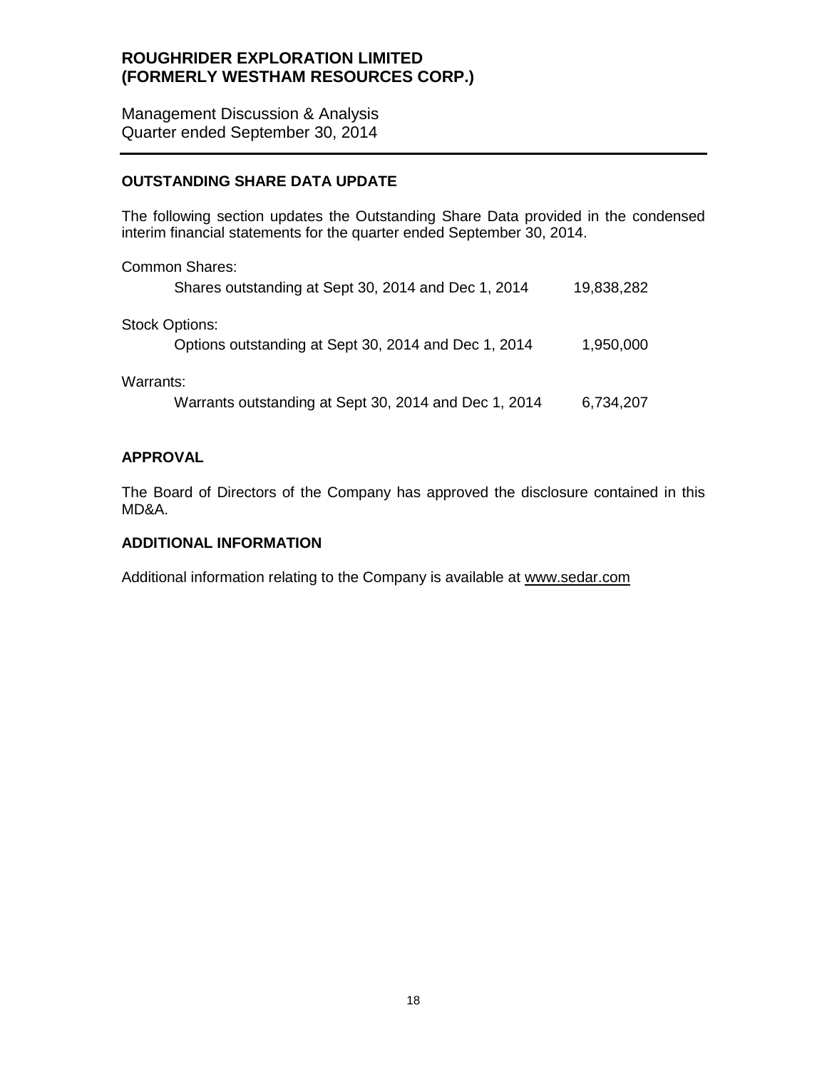## OUTSTANDING SHARE DATA UPDATE

The following section updates the Outstanding Share Data provided in the condensed interim financial statements for the quarter ended September 30, 2014.

| | |
|---|---|
| **Common Shares:** | |
| Shares outstanding at Sept 30, 2014 and Dec 1, 2014 | 19,838,282 |
| **Stock Options:** | |
| Options outstanding at Sept 30, 2014 and Dec 1, 2014 | 1,950,000 |
| **Warrants:** | |
| Warrants outstanding at Sept 30, 2014 and Dec 1, 2014 | 6,734,207 |

## APPROVAL

The Board of Directors of the Company has approved the disclosure contained in this MD&A.

## ADDITIONAL INFORMATION

Additional information relating to the Company is available at www.sedar.com